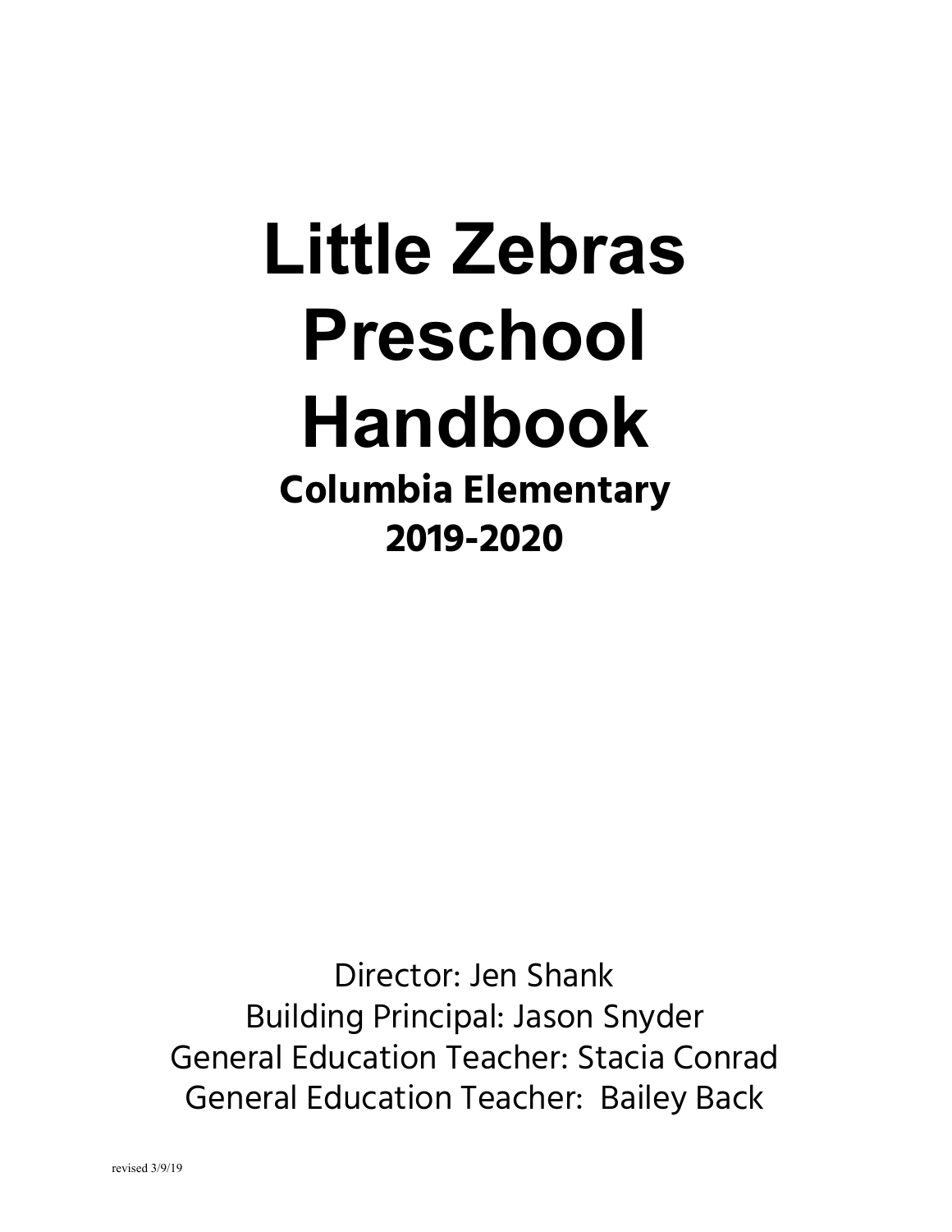# Little Zebras Preschool Handbook

## Columbia Elementary
## 2019-2020

Director: Jen Shank
Building Principal: Jason Snyder
General Education Teacher: Stacia Conrad
General Education Teacher: Bailey Back

revised 3/9/19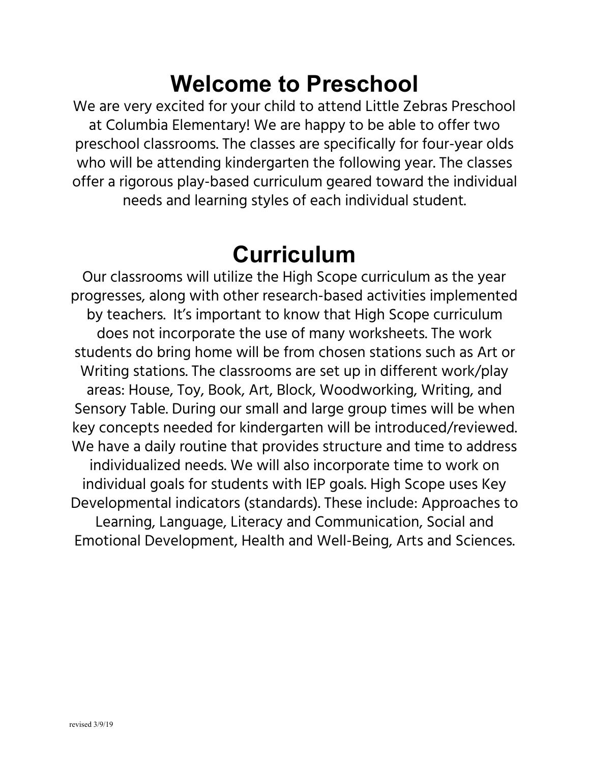# Welcome to Preschool

We are very excited for your child to attend Little Zebras Preschool at Columbia Elementary! We are happy to be able to offer two preschool classrooms. The classes are specifically for four-year olds who will be attending kindergarten the following year. The classes offer a rigorous play-based curriculum geared toward the individual needs and learning styles of each individual student.

# Curriculum

Our classrooms will utilize the High Scope curriculum as the year progresses, along with other research-based activities implemented by teachers. It's important to know that High Scope curriculum does not incorporate the use of many worksheets. The work students do bring home will be from chosen stations such as Art or Writing stations. The classrooms are set up in different work/play areas: House, Toy, Book, Art, Block, Woodworking, Writing, and Sensory Table. During our small and large group times will be when key concepts needed for kindergarten will be introduced/reviewed. We have a daily routine that provides structure and time to address individualized needs. We will also incorporate time to work on individual goals for students with IEP goals. High Scope uses Key Developmental indicators (standards). These include: Approaches to Learning, Language, Literacy and Communication, Social and Emotional Development, Health and Well-Being, Arts and Sciences.

revised 3/9/19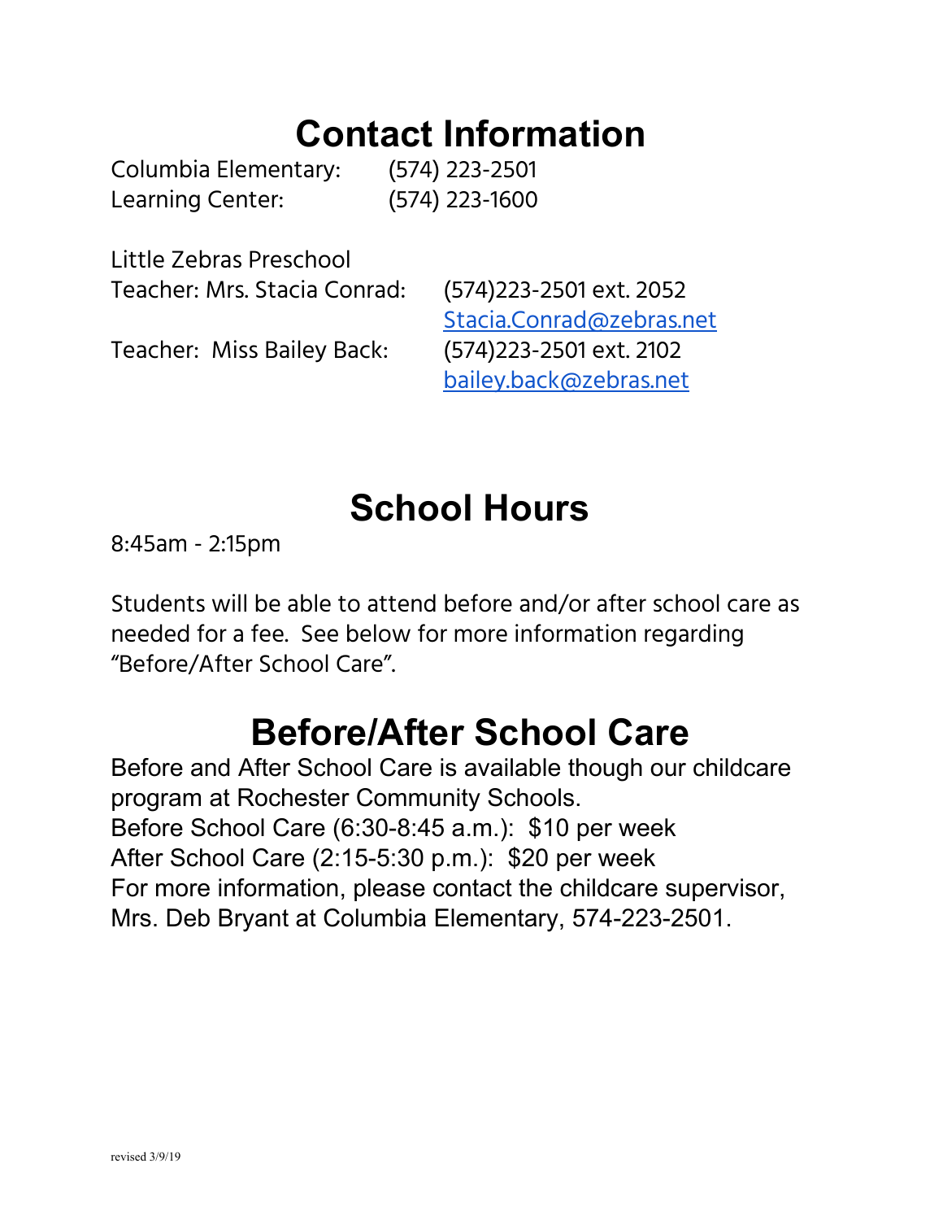# Contact Information

Columbia Elementary: (574) 223-2501
Learning Center: (574) 223-1600

Little Zebras Preschool
Teacher: Mrs. Stacia Conrad: (574)223-2501 ext. 2052
Stacia.Conrad@zebras.net
Teacher: Miss Bailey Back: (574)223-2501 ext. 2102
bailey.back@zebras.net

# School Hours

8:45am - 2:15pm

Students will be able to attend before and/or after school care as needed for a fee. See below for more information regarding "Before/After School Care".

# Before/After School Care

Before and After School Care is available though our childcare program at Rochester Community Schools.
Before School Care (6:30-8:45 a.m.): $10 per week
After School Care (2:15-5:30 p.m.): $20 per week
For more information, please contact the childcare supervisor, Mrs. Deb Bryant at Columbia Elementary, 574-223-2501.

revised 3/9/19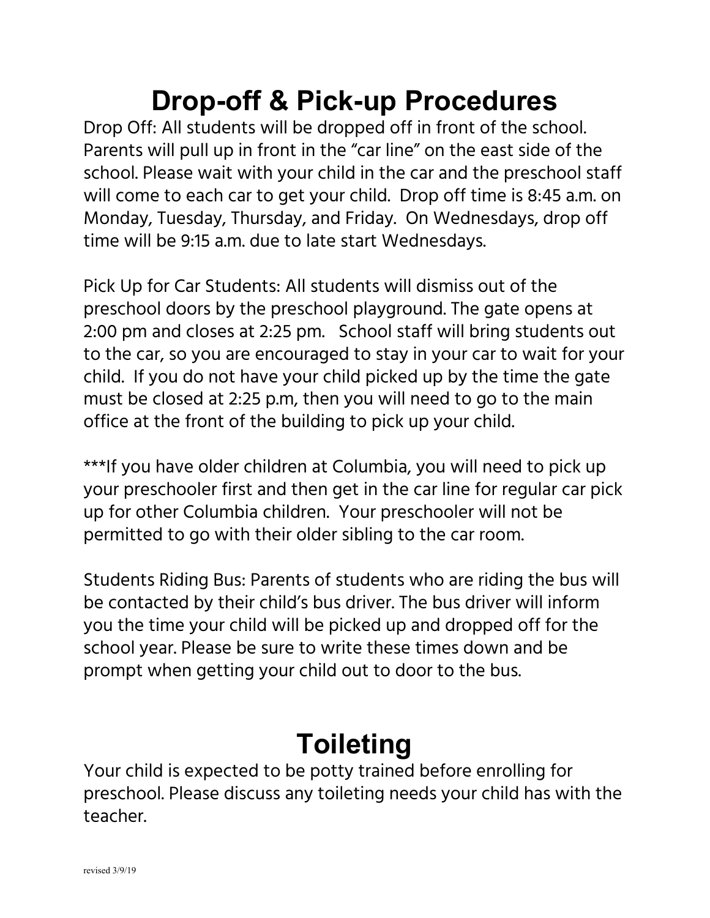# Drop-off & Pick-up Procedures

Drop Off: All students will be dropped off in front of the school. Parents will pull up in front in the "car line" on the east side of the school. Please wait with your child in the car and the preschool staff will come to each car to get your child. Drop off time is 8:45 a.m. on Monday, Tuesday, Thursday, and Friday. On Wednesdays, drop off time will be 9:15 a.m. due to late start Wednesdays.

Pick Up for Car Students: All students will dismiss out of the preschool doors by the preschool playground. The gate opens at 2:00 pm and closes at 2:25 pm. School staff will bring students out to the car, so you are encouraged to stay in your car to wait for your child. If you do not have your child picked up by the time the gate must be closed at 2:25 p.m, then you will need to go to the main office at the front of the building to pick up your child.

***If you have older children at Columbia, you will need to pick up your preschooler first and then get in the car line for regular car pick up for other Columbia children. Your preschooler will not be permitted to go with their older sibling to the car room.

Students Riding Bus: Parents of students who are riding the bus will be contacted by their child's bus driver. The bus driver will inform you the time your child will be picked up and dropped off for the school year. Please be sure to write these times down and be prompt when getting your child out to door to the bus.

# Toileting

Your child is expected to be potty trained before enrolling for preschool. Please discuss any toileting needs your child has with the teacher.

revised 3/9/19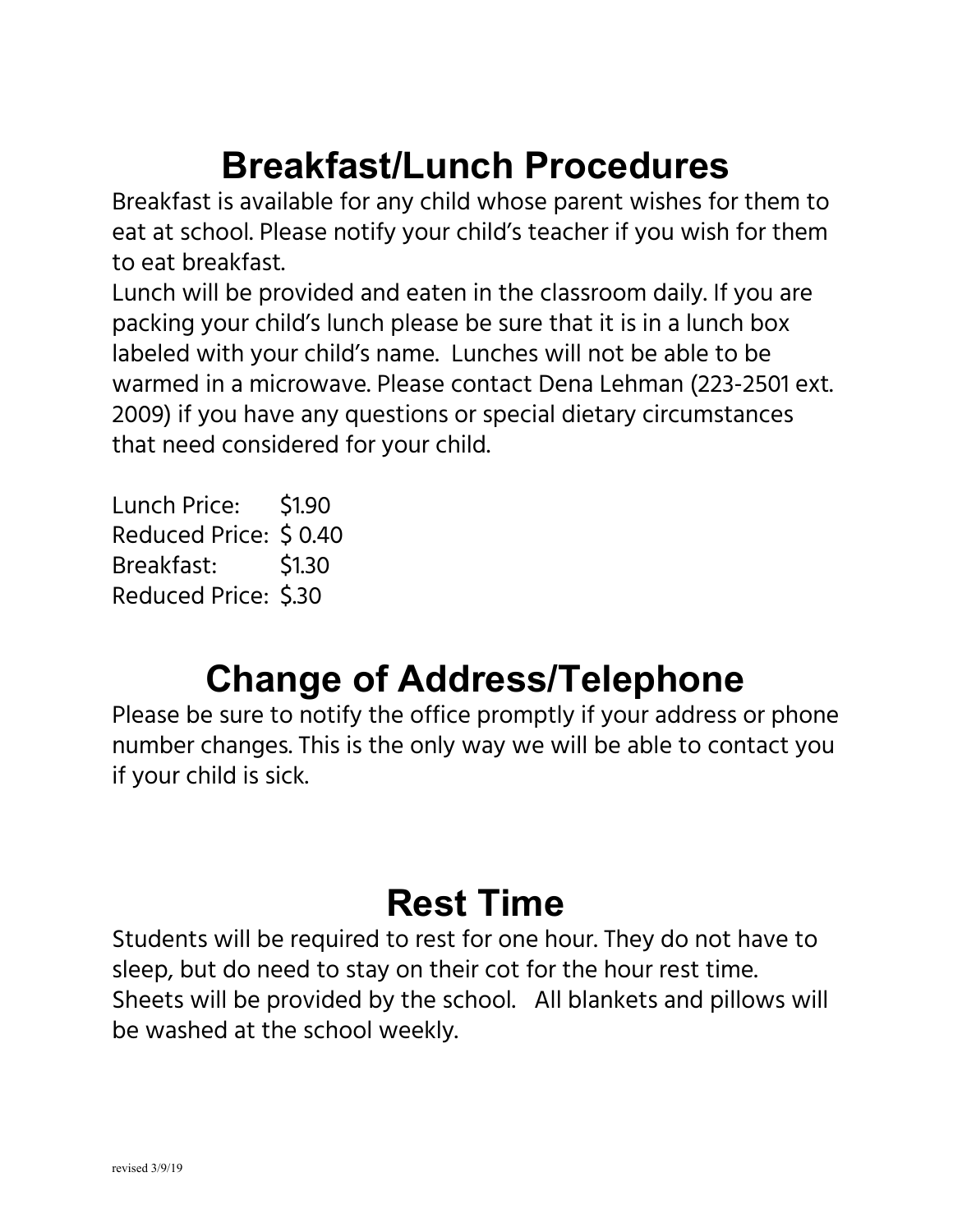# Breakfast/Lunch Procedures

Breakfast is available for any child whose parent wishes for them to eat at school. Please notify your child's teacher if you wish for them to eat breakfast.

Lunch will be provided and eaten in the classroom daily. If you are packing your child's lunch please be sure that it is in a lunch box labeled with your child's name. Lunches will not be able to be warmed in a microwave. Please contact Dena Lehman (223-2501 ext. 2009) if you have any questions or special dietary circumstances that need considered for your child.

Lunch Price: $1.90
Reduced Price: $ 0.40
Breakfast: $1.30
Reduced Price: $.30

# Change of Address/Telephone

Please be sure to notify the office promptly if your address or phone number changes. This is the only way we will be able to contact you if your child is sick.

# Rest Time

Students will be required to rest for one hour. They do not have to sleep, but do need to stay on their cot for the hour rest time. Sheets will be provided by the school. All blankets and pillows will be washed at the school weekly.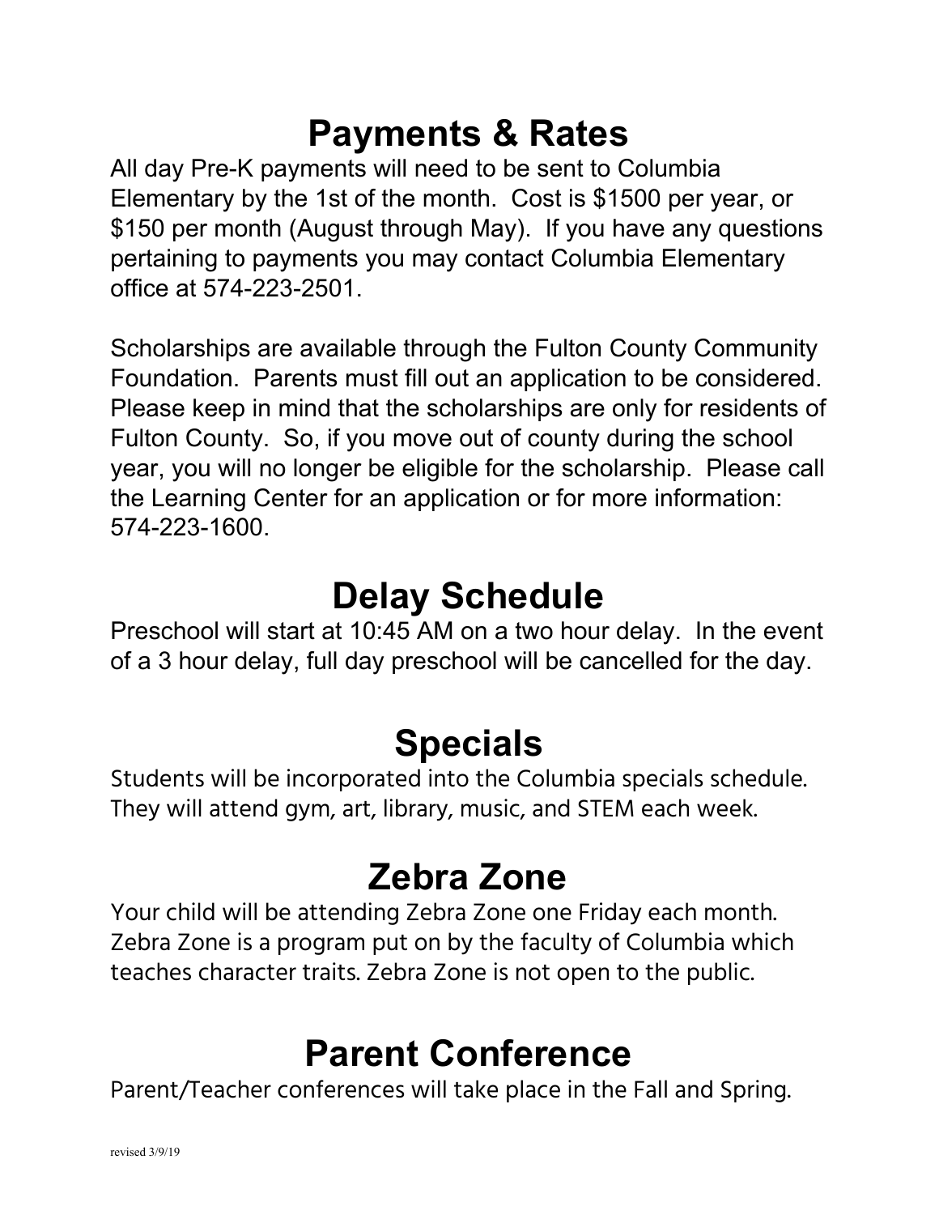# Payments & Rates

All day Pre-K payments will need to be sent to Columbia Elementary by the 1st of the month. Cost is $1500 per year, or $150 per month (August through May). If you have any questions pertaining to payments you may contact Columbia Elementary office at 574-223-2501.

Scholarships are available through the Fulton County Community Foundation. Parents must fill out an application to be considered. Please keep in mind that the scholarships are only for residents of Fulton County. So, if you move out of county during the school year, you will no longer be eligible for the scholarship. Please call the Learning Center for an application or for more information: 574-223-1600.

# Delay Schedule

Preschool will start at 10:45 AM on a two hour delay. In the event of a 3 hour delay, full day preschool will be cancelled for the day.

# Specials

Students will be incorporated into the Columbia specials schedule. They will attend gym, art, library, music, and STEM each week.

# Zebra Zone

Your child will be attending Zebra Zone one Friday each month. Zebra Zone is a program put on by the faculty of Columbia which teaches character traits. Zebra Zone is not open to the public.

# Parent Conference

Parent/Teacher conferences will take place in the Fall and Spring.

revised 3/9/19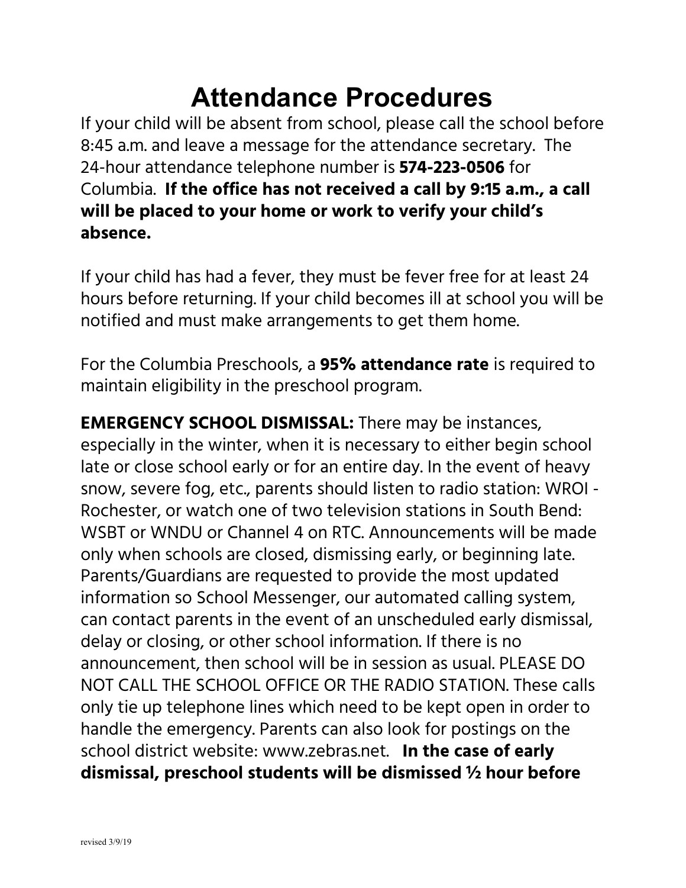# Attendance Procedures

If your child will be absent from school, please call the school before 8:45 a.m. and leave a message for the attendance secretary. The 24-hour attendance telephone number is **574-223-0506** for Columbia. **If the office has not received a call by 9:15 a.m., a call will be placed to your home or work to verify your child's absence.**

If your child has had a fever, they must be fever free for at least 24 hours before returning. If your child becomes ill at school you will be notified and must make arrangements to get them home.

For the Columbia Preschools, a **95% attendance rate** is required to maintain eligibility in the preschool program.

**EMERGENCY SCHOOL DISMISSAL:** There may be instances, especially in the winter, when it is necessary to either begin school late or close school early or for an entire day. In the event of heavy snow, severe fog, etc., parents should listen to radio station: WROI - Rochester, or watch one of two television stations in South Bend: WSBT or WNDU or Channel 4 on RTC. Announcements will be made only when schools are closed, dismissing early, or beginning late. Parents/Guardians are requested to provide the most updated information so School Messenger, our automated calling system, can contact parents in the event of an unscheduled early dismissal, delay or closing, or other school information. If there is no announcement, then school will be in session as usual. PLEASE DO NOT CALL THE SCHOOL OFFICE OR THE RADIO STATION. These calls only tie up telephone lines which need to be kept open in order to handle the emergency. Parents can also look for postings on the school district website: www.zebras.net. **In the case of early dismissal, preschool students will be dismissed ½ hour before**

revised 3/9/19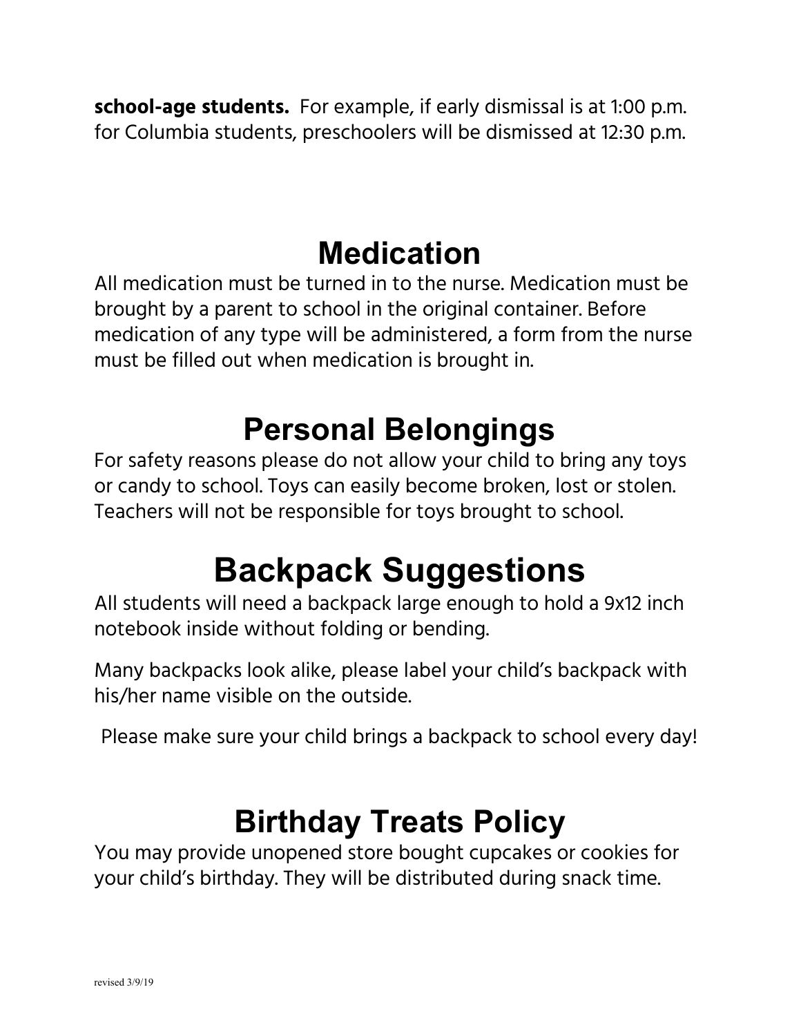**school-age students.** For example, if early dismissal is at 1:00 p.m. for Columbia students, preschoolers will be dismissed at 12:30 p.m.

# Medication

All medication must be turned in to the nurse. Medication must be brought by a parent to school in the original container. Before medication of any type will be administered, a form from the nurse must be filled out when medication is brought in.

# Personal Belongings

For safety reasons please do not allow your child to bring any toys or candy to school. Toys can easily become broken, lost or stolen. Teachers will not be responsible for toys brought to school.

# Backpack Suggestions

All students will need a backpack large enough to hold a 9x12 inch notebook inside without folding or bending.

Many backpacks look alike, please label your child's backpack with his/her name visible on the outside.

Please make sure your child brings a backpack to school every day!

# Birthday Treats Policy

You may provide unopened store bought cupcakes or cookies for your child's birthday. They will be distributed during snack time.

revised 3/9/19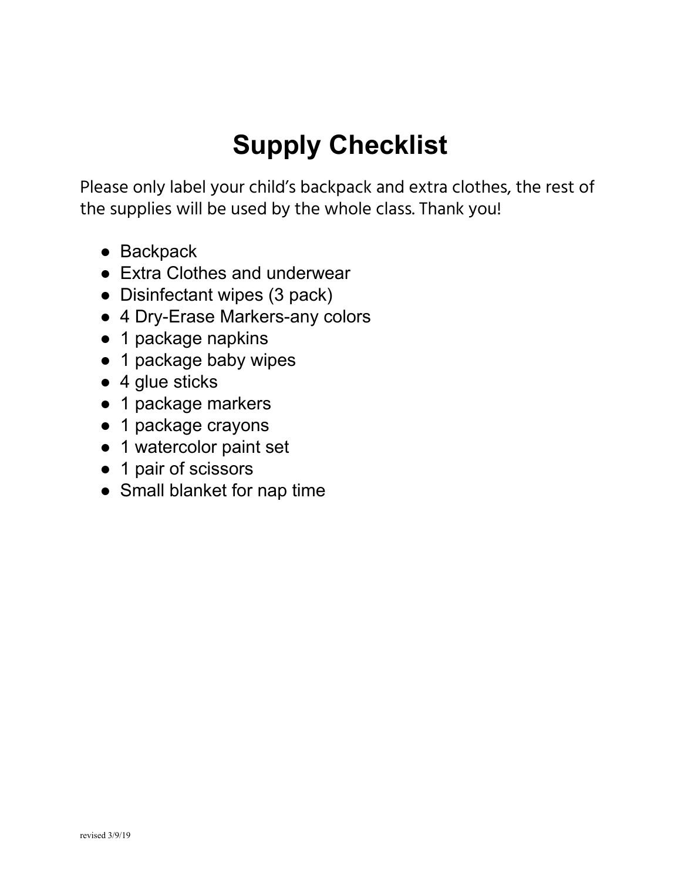# Supply Checklist

Please only label your child's backpack and extra clothes, the rest of the supplies will be used by the whole class. Thank you!

- Backpack
- Extra Clothes and underwear
- Disinfectant wipes (3 pack)
- 4 Dry-Erase Markers-any colors
- 1 package napkins
- 1 package baby wipes
- 4 glue sticks
- 1 package markers
- 1 package crayons
- 1 watercolor paint set
- 1 pair of scissors
- Small blanket for nap time

revised 3/9/19